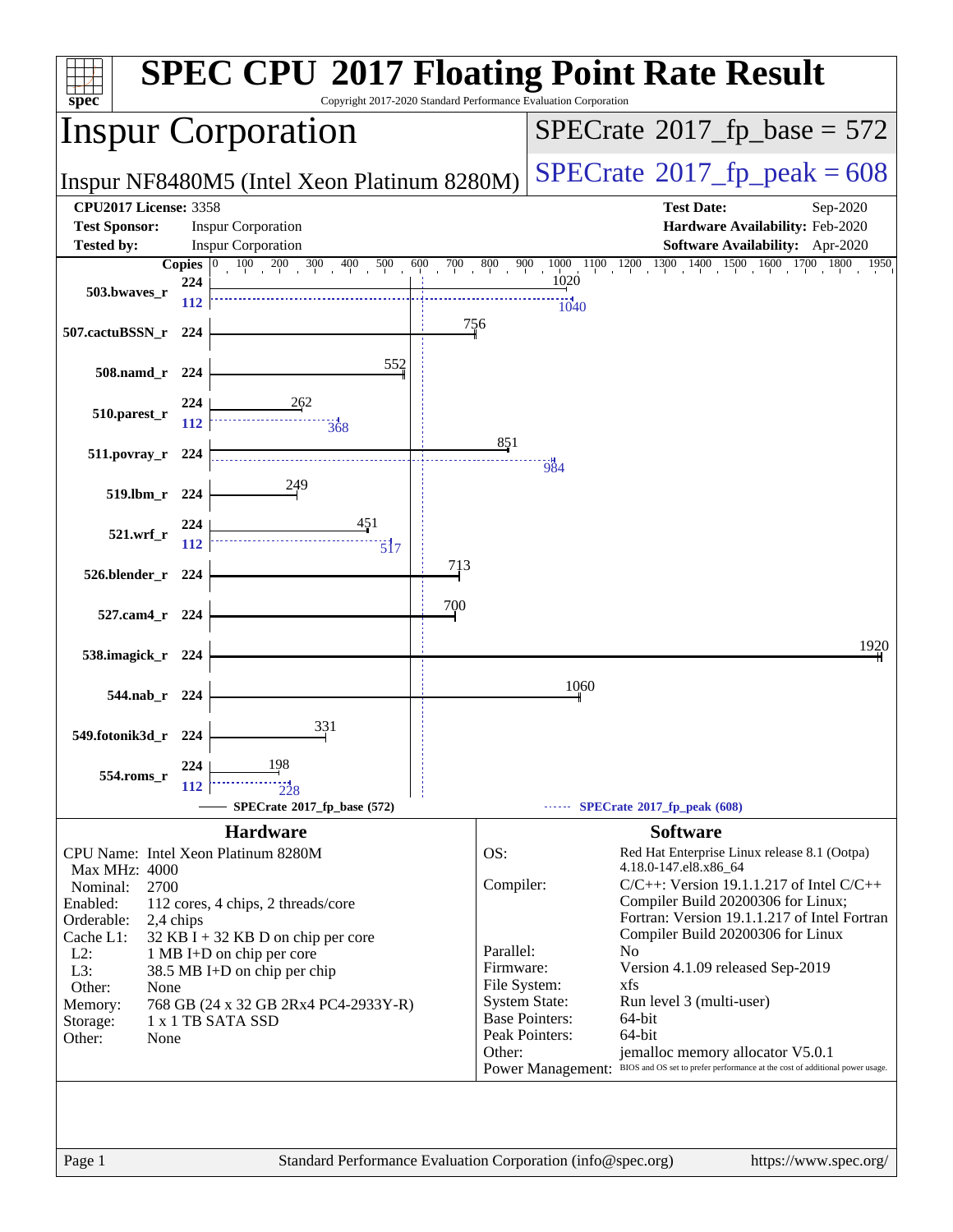# SPEC CPU 2017 Floating Point Rate Result

Copyright 2017-2020 Standard Performance Evaluation Corporation

## Inspur Corporation

**Inspur NF8480M5 (Intel Xeon Platinum 8280M)**

**SPECrate 2017_fp_base = 572**

**SPECrate 2017_fp_peak = 608**

| | | | |
|---|---|---|---|
| **CPU2017 License:** | 3358 | **Test Date:** | Sep-2020 |
| **Test Sponsor:** | Inspur Corporation | **Hardware Availability:** | Feb-2020 |
| **Tested by:** | Inspur Corporation | **Software Availability:** | Apr-2020 |

| Benchmark | Copies (base) | Base | Copies (peak) | Peak |
|---|---|---|---|---|
| 503.bwaves_r | 224 | 1020 | 112 | 1040 |
| 507.cactuBSSN_r | 224 | 756 | | |
| 508.namd_r | 224 | 552 | | |
| 510.parest_r | 224 | 262 | 112 | 368 |
| 511.povray_r | 224 | 851 | 224 | 984 |
| 519.lbm_r | 224 | 249 | | |
| 521.wrf_r | 224 | 451 | 112 | 517 |
| 526.blender_r | 224 | 713 | | |
| 527.cam4_r | 224 | 700 | | |
| 538.imagick_r | 224 | 1920 | | |
| 544.nab_r | 224 | 1060 | | |
| 549.fotonik3d_r | 224 | 331 | | |
| 554.roms_r | 224 | 198 | 112 | 228 |

SPECrate 2017_fp_base (572) — SPECrate 2017_fp_peak (608)

### Hardware

| | |
|---|---|
| CPU Name: | Intel Xeon Platinum 8280M |
| Max MHz: | 4000 |
| Nominal: | 2700 |
| Enabled: | 112 cores, 4 chips, 2 threads/core |
| Orderable: | 2,4 chips |
| Cache L1: | 32 KB I + 32 KB D on chip per core |
| L2: | 1 MB I+D on chip per core |
| L3: | 38.5 MB I+D on chip per chip |
| Other: | None |
| Memory: | 768 GB (24 x 32 GB 2Rx4 PC4-2933Y-R) |
| Storage: | 1 x 1 TB SATA SSD |
| Other: | None |

### Software

| | |
|---|---|
| OS: | Red Hat Enterprise Linux release 8.1 (Ootpa) 4.18.0-147.el8.x86_64 |
| Compiler: | C/C++: Version 19.1.1.217 of Intel C/C++ Compiler Build 20200306 for Linux; Fortran: Version 19.1.1.217 of Intel Fortran Compiler Build 20200306 for Linux |
| Parallel: | No |
| Firmware: | Version 4.1.09 released Sep-2019 |
| File System: | xfs |
| System State: | Run level 3 (multi-user) |
| Base Pointers: | 64-bit |
| Peak Pointers: | 64-bit |
| Other: | jemalloc memory allocator V5.0.1 |
| Power Management: | BIOS and OS set to prefer performance at the cost of additional power usage. |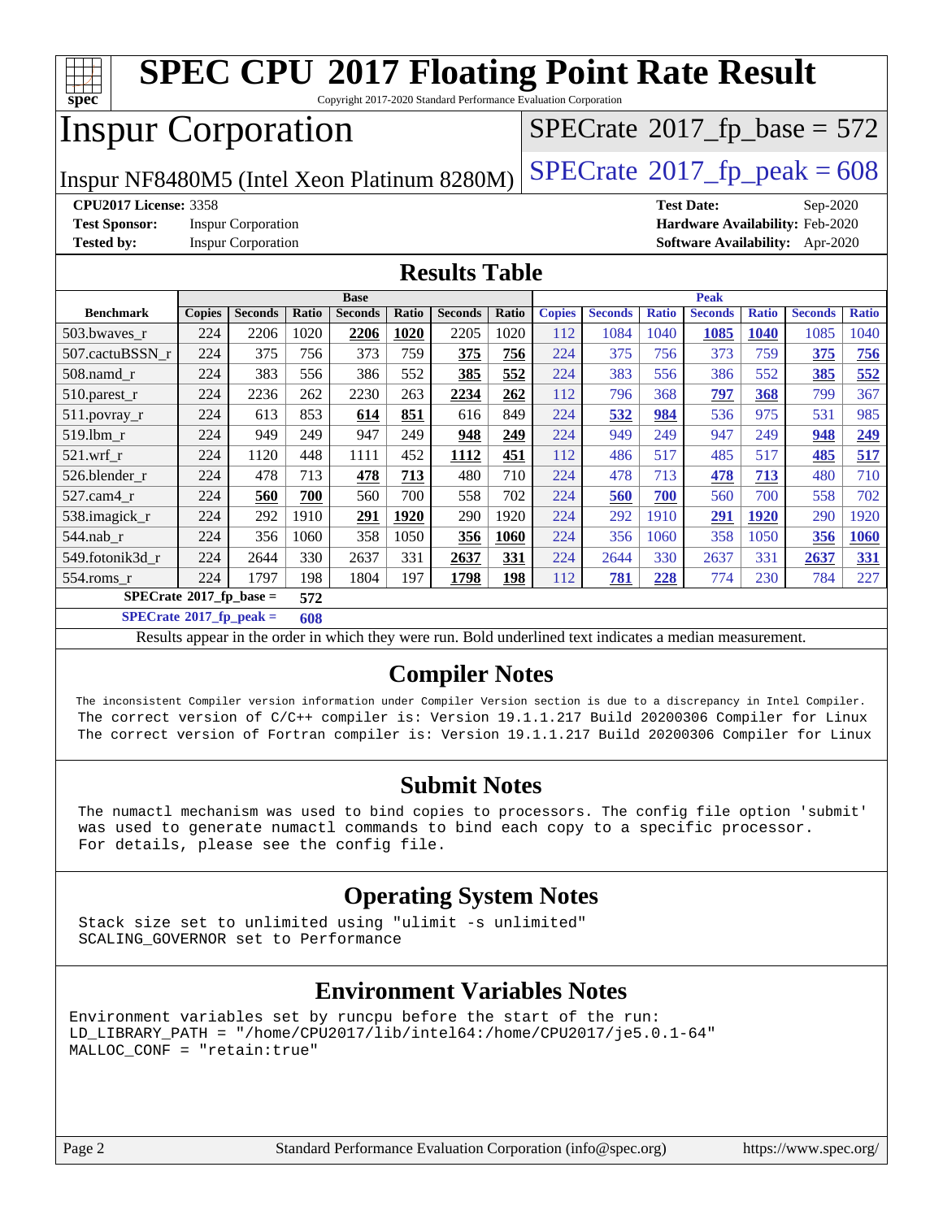# SPEC CPU 2017 Floating Point Rate Result

Copyright 2017-2020 Standard Performance Evaluation Corporation

# Inspur Corporation

Inspur NF8480M5 (Intel Xeon Platinum 8280M)

SPECrate 2017_fp_base = 572

SPECrate 2017_fp_peak = 608

**CPU2017 License:** 3358
**Test Sponsor:** Inspur Corporation
**Tested by:** Inspur Corporation

**Test Date:** Sep-2020
**Hardware Availability:** Feb-2020
**Software Availability:** Apr-2020

## Results Table

| | Base | | | | | | | Peak | | | | | | |
|---|---|---|---|---|---|---|---|---|---|---|---|---|---|---|
| **Benchmark** | **Copies** | **Seconds** | **Ratio** | **Seconds** | **Ratio** | **Seconds** | **Ratio** | **Copies** | **Seconds** | **Ratio** | **Seconds** | **Ratio** | **Seconds** | **Ratio** |
| 503.bwaves_r | 224 | 2206 | 1020 | **2206** | **1020** | 2205 | 1020 | 112 | 1084 | 1040 | **1085** | **1040** | 1085 | 1040 |
| 507.cactuBSSN_r | 224 | 375 | 756 | 373 | 759 | **375** | **756** | 224 | 375 | 756 | 373 | 759 | **375** | **756** |
| 508.namd_r | 224 | 383 | 556 | 386 | 552 | **385** | **552** | 224 | 383 | 556 | 386 | 552 | **385** | **552** |
| 510.parest_r | 224 | 2236 | 262 | 2230 | 263 | **2234** | **262** | 112 | 796 | 368 | **797** | **368** | 799 | 367 |
| 511.povray_r | 224 | 613 | 853 | **614** | **851** | 616 | 849 | 224 | **532** | **984** | 536 | 975 | 531 | 985 |
| 519.lbm_r | 224 | 949 | 249 | 947 | 249 | **948** | **249** | 224 | 949 | 249 | 947 | 249 | **948** | **249** |
| 521.wrf_r | 224 | 1120 | 448 | 1111 | 452 | **1112** | **451** | 112 | 486 | 517 | 485 | 517 | **485** | **517** |
| 526.blender_r | 224 | 478 | 713 | **478** | **713** | 480 | 710 | 224 | 478 | 713 | **478** | **713** | 480 | 710 |
| 527.cam4_r | 224 | **560** | **700** | 560 | 700 | 558 | 702 | 224 | **560** | **700** | 560 | 700 | 558 | 702 |
| 538.imagick_r | 224 | 292 | 1910 | **291** | **1920** | 290 | 1920 | 224 | 292 | 1910 | **291** | **1920** | 290 | 1920 |
| 544.nab_r | 224 | 356 | 1060 | 358 | 1050 | **356** | **1060** | 224 | 356 | 1060 | 358 | 1050 | **356** | **1060** |
| 549.fotonik3d_r | 224 | 2644 | 330 | 2637 | 331 | **2637** | **331** | 224 | 2644 | 330 | 2637 | 331 | **2637** | **331** |
| 554.roms_r | 224 | 1797 | 198 | 1804 | 197 | **1798** | **198** | 112 | **781** | **228** | 774 | 230 | 784 | 227 |

**SPECrate 2017_fp_base = 572**

**SPECrate 2017_fp_peak = 608**

Results appear in the order in which they were run. Bold underlined text indicates a median measurement.

## Compiler Notes

```
The inconsistent Compiler version information under Compiler Version section is due to a discrepancy in Intel Compiler.
The correct version of C/C++ compiler is: Version 19.1.1.217 Build 20200306 Compiler for Linux
The correct version of Fortran compiler is: Version 19.1.1.217 Build 20200306 Compiler for Linux
```

## Submit Notes

```
The numactl mechanism was used to bind copies to processors. The config file option 'submit'
was used to generate numactl commands to bind each copy to a specific processor.
For details, please see the config file.
```

## Operating System Notes

```
Stack size set to unlimited using "ulimit -s unlimited"
SCALING_GOVERNOR set to Performance
```

## Environment Variables Notes

```
Environment variables set by runcpu before the start of the run:
LD_LIBRARY_PATH = "/home/CPU2017/lib/intel64:/home/CPU2017/je5.0.1-64"
MALLOC_CONF = "retain:true"
```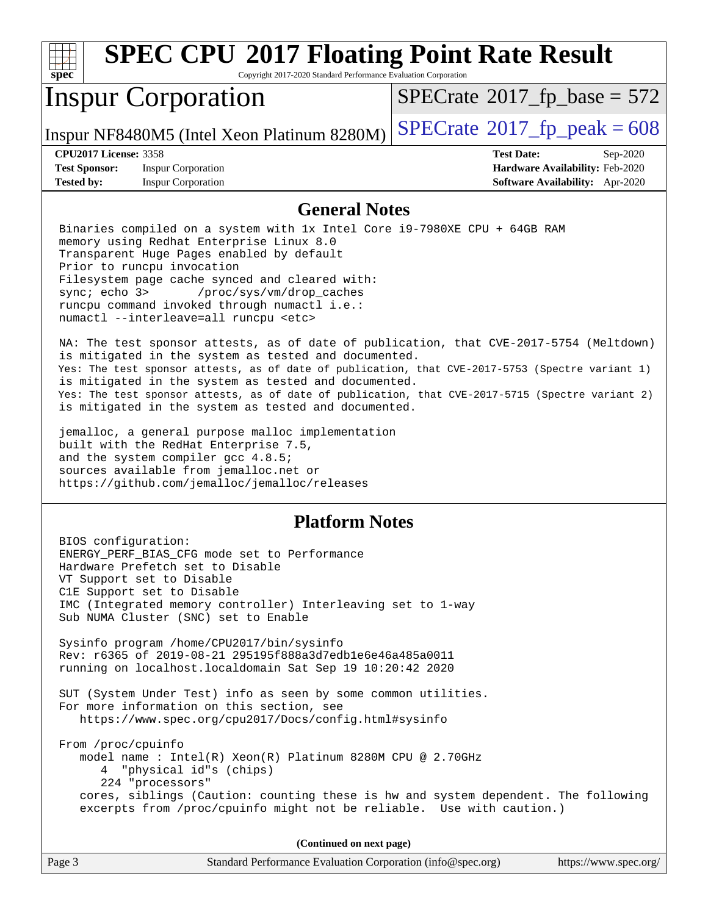## General Notes

```
Binaries compiled on a system with 1x Intel Core i9-7980XE CPU + 64GB RAM
memory using Redhat Enterprise Linux 8.0
Transparent Huge Pages enabled by default
Prior to runcpu invocation
Filesystem page cache synced and cleared with:
sync; echo 3>       /proc/sys/vm/drop_caches
runcpu command invoked through numactl i.e.:
numactl --interleave=all runcpu <etc>

NA: The test sponsor attests, as of date of publication, that CVE-2017-5754 (Meltdown)
is mitigated in the system as tested and documented.
Yes: The test sponsor attests, as of date of publication, that CVE-2017-5753 (Spectre variant 1)
is mitigated in the system as tested and documented.
Yes: The test sponsor attests, as of date of publication, that CVE-2017-5715 (Spectre variant 2)
is mitigated in the system as tested and documented.

jemalloc, a general purpose malloc implementation
built with the RedHat Enterprise 7.5,
and the system compiler gcc 4.8.5;
sources available from jemalloc.net or
https://github.com/jemalloc/jemalloc/releases
```

## Platform Notes

```
BIOS configuration:
ENERGY_PERF_BIAS_CFG mode set to Performance
Hardware Prefetch set to Disable
VT Support set to Disable
C1E Support set to Disable
IMC (Integrated memory controller) Interleaving set to 1-way
Sub NUMA Cluster (SNC) set to Enable

Sysinfo program /home/CPU2017/bin/sysinfo
Rev: r6365 of 2019-08-21 295195f888a3d7edb1e6e46a485a0011
running on localhost.localdomain Sat Sep 19 10:20:42 2020

SUT (System Under Test) info as seen by some common utilities.
For more information on this section, see
   https://www.spec.org/cpu2017/Docs/config.html#sysinfo

From /proc/cpuinfo
   model name : Intel(R) Xeon(R) Platinum 8280M CPU @ 2.70GHz
      4  "physical id"s (chips)
      224 "processors"
   cores, siblings (Caution: counting these is hw and system dependent. The following
   excerpts from /proc/cpuinfo might not be reliable.  Use with caution.)
```

**(Continued on next page)**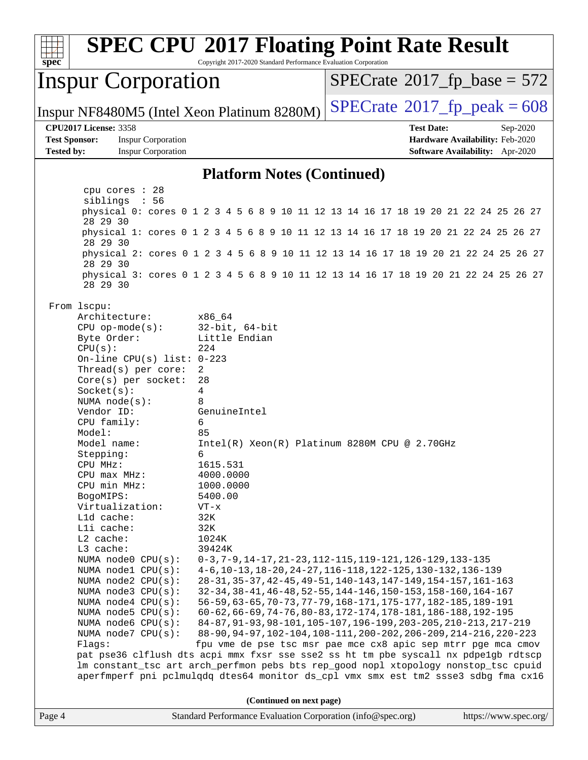# SPEC CPU 2017 Floating Point Rate Result

Copyright 2017-2020 Standard Performance Evaluation Corporation

## Inspur Corporation

Inspur NF8480M5 (Intel Xeon Platinum 8280M)

SPECrate 2017_fp_base = 572

SPECrate 2017_fp_peak = 608

**CPU2017 License:** 3358
**Test Sponsor:** Inspur Corporation
**Tested by:** Inspur Corporation

**Test Date:** Sep-2020
**Hardware Availability:** Feb-2020
**Software Availability:** Apr-2020

### Platform Notes (Continued)

```
      cpu cores : 28
      siblings  : 56
      physical 0: cores 0 1 2 3 4 5 6 8 9 10 11 12 13 14 16 17 18 19 20 21 22 24 25 26 27
      28 29 30
      physical 1: cores 0 1 2 3 4 5 6 8 9 10 11 12 13 14 16 17 18 19 20 21 22 24 25 26 27
      28 29 30
      physical 2: cores 0 1 2 3 4 5 6 8 9 10 11 12 13 14 16 17 18 19 20 21 22 24 25 26 27
      28 29 30
      physical 3: cores 0 1 2 3 4 5 6 8 9 10 11 12 13 14 16 17 18 19 20 21 22 24 25 26 27
      28 29 30

 From lscpu:
      Architecture:        x86_64
      CPU op-mode(s):      32-bit, 64-bit
      Byte Order:          Little Endian
      CPU(s):              224
      On-line CPU(s) list: 0-223
      Thread(s) per core:  2
      Core(s) per socket:  28
      Socket(s):           4
      NUMA node(s):        8
      Vendor ID:           GenuineIntel
      CPU family:          6
      Model:               85
      Model name:          Intel(R) Xeon(R) Platinum 8280M CPU @ 2.70GHz
      Stepping:            6
      CPU MHz:             1615.531
      CPU max MHz:         4000.0000
      CPU min MHz:         1000.0000
      BogoMIPS:            5400.00
      Virtualization:      VT-x
      L1d cache:           32K
      L1i cache:           32K
      L2 cache:            1024K
      L3 cache:            39424K
      NUMA node0 CPU(s):   0-3,7-9,14-17,21-23,112-115,119-121,126-129,133-135
      NUMA node1 CPU(s):   4-6,10-13,18-20,24-27,116-118,122-125,130-132,136-139
      NUMA node2 CPU(s):   28-31,35-37,42-45,49-51,140-143,147-149,154-157,161-163
      NUMA node3 CPU(s):   32-34,38-41,46-48,52-55,144-146,150-153,158-160,164-167
      NUMA node4 CPU(s):   56-59,63-65,70-73,77-79,168-171,175-177,182-185,189-191
      NUMA node5 CPU(s):   60-62,66-69,74-76,80-83,172-174,178-181,186-188,192-195
      NUMA node6 CPU(s):   84-87,91-93,98-101,105-107,196-199,203-205,210-213,217-219
      NUMA node7 CPU(s):   88-90,94-97,102-104,108-111,200-202,206-209,214-216,220-223
      Flags:               fpu vme de pse tsc msr pae mce cx8 apic sep mtrr pge mca cmov
      pat pse36 clflush dts acpi mmx fxsr sse sse2 ss ht tm pbe syscall nx pdpe1gb rdtscp
      lm constant_tsc art arch_perfmon pebs bts rep_good nopl xtopology nonstop_tsc cpuid
      aperfmperf pni pclmulqdq dtes64 monitor ds_cpl vmx smx est tm2 ssse3 sdbg fma cx16
```

(Continued on next page)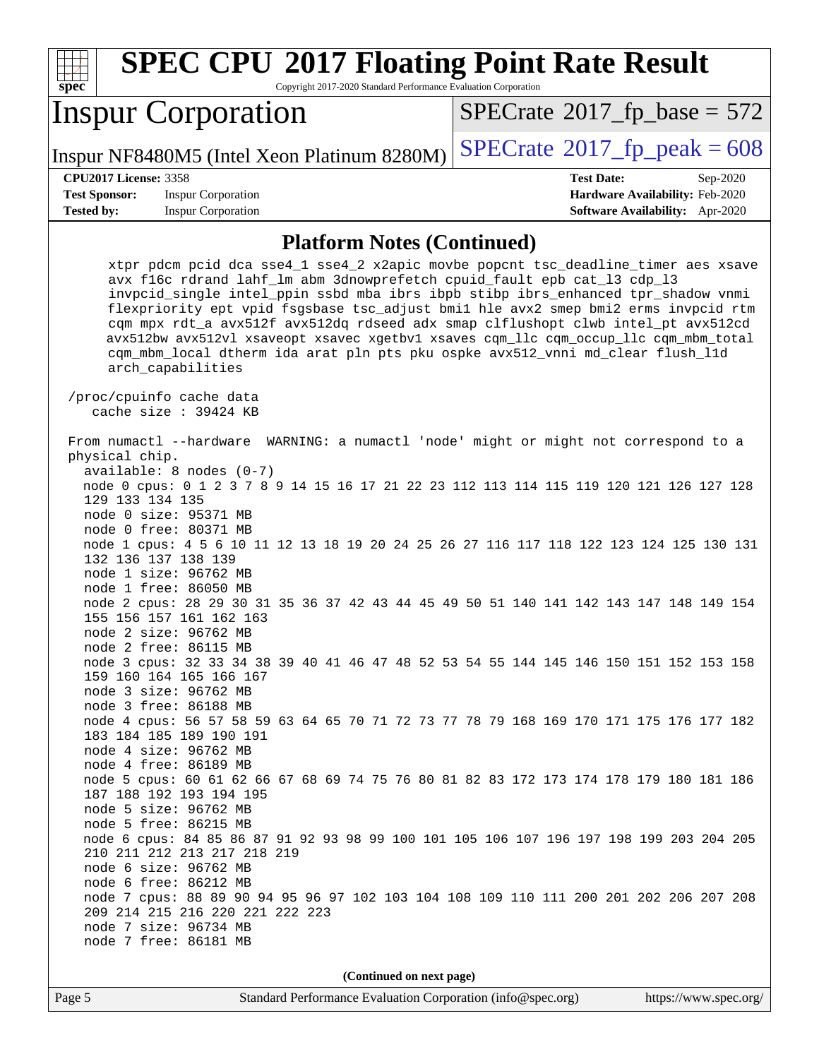## Platform Notes (Continued)

```
     xtpr pdcm pcid dca sse4_1 sse4_2 x2apic movbe popcnt tsc_deadline_timer aes xsave
     avx f16c rdrand lahf_lm abm 3dnowprefetch cpuid_fault epb cat_l3 cdp_l3
     invpcid_single intel_ppin ssbd mba ibrs ibpb stibp ibrs_enhanced tpr_shadow vnmi
     flexpriority ept vpid fsgsbase tsc_adjust bmi1 hle avx2 smep bmi2 erms invpcid rtm
     cqm mpx rdt_a avx512f avx512dq rdseed adx smap clflushopt clwb intel_pt avx512cd
     avx512bw avx512vl xsaveopt xsavec xgetbv1 xsaves cqm_llc cqm_occup_llc cqm_mbm_total
     cqm_mbm_local dtherm ida arat pln pts pku ospke avx512_vnni md_clear flush_l1d
     arch_capabilities

 /proc/cpuinfo cache data
    cache size : 39424 KB

 From numactl --hardware  WARNING: a numactl 'node' might or might not correspond to a
 physical chip.
   available: 8 nodes (0-7)
   node 0 cpus: 0 1 2 3 7 8 9 14 15 16 17 21 22 23 112 113 114 115 119 120 121 126 127 128
   129 133 134 135
   node 0 size: 95371 MB
   node 0 free: 80371 MB
   node 1 cpus: 4 5 6 10 11 12 13 18 19 20 24 25 26 27 116 117 118 122 123 124 125 130 131
   132 136 137 138 139
   node 1 size: 96762 MB
   node 1 free: 86050 MB
   node 2 cpus: 28 29 30 31 35 36 37 42 43 44 45 49 50 51 140 141 142 143 147 148 149 154
   155 156 157 161 162 163
   node 2 size: 96762 MB
   node 2 free: 86115 MB
   node 3 cpus: 32 33 34 38 39 40 41 46 47 48 52 53 54 55 144 145 146 150 151 152 153 158
   159 160 164 165 166 167
   node 3 size: 96762 MB
   node 3 free: 86188 MB
   node 4 cpus: 56 57 58 59 63 64 65 70 71 72 73 77 78 79 168 169 170 171 175 176 177 182
   183 184 185 189 190 191
   node 4 size: 96762 MB
   node 4 free: 86189 MB
   node 5 cpus: 60 61 62 66 67 68 69 74 75 76 80 81 82 83 172 173 174 178 179 180 181 186
   187 188 192 193 194 195
   node 5 size: 96762 MB
   node 5 free: 86215 MB
   node 6 cpus: 84 85 86 87 91 92 93 98 99 100 101 105 106 107 196 197 198 199 203 204 205
   210 211 212 213 217 218 219
   node 6 size: 96762 MB
   node 6 free: 86212 MB
   node 7 cpus: 88 89 90 94 95 96 97 102 103 104 108 109 110 111 200 201 202 206 207 208
   209 214 215 216 220 221 222 223
   node 7 size: 96734 MB
   node 7 free: 86181 MB
```

**(Continued on next page)**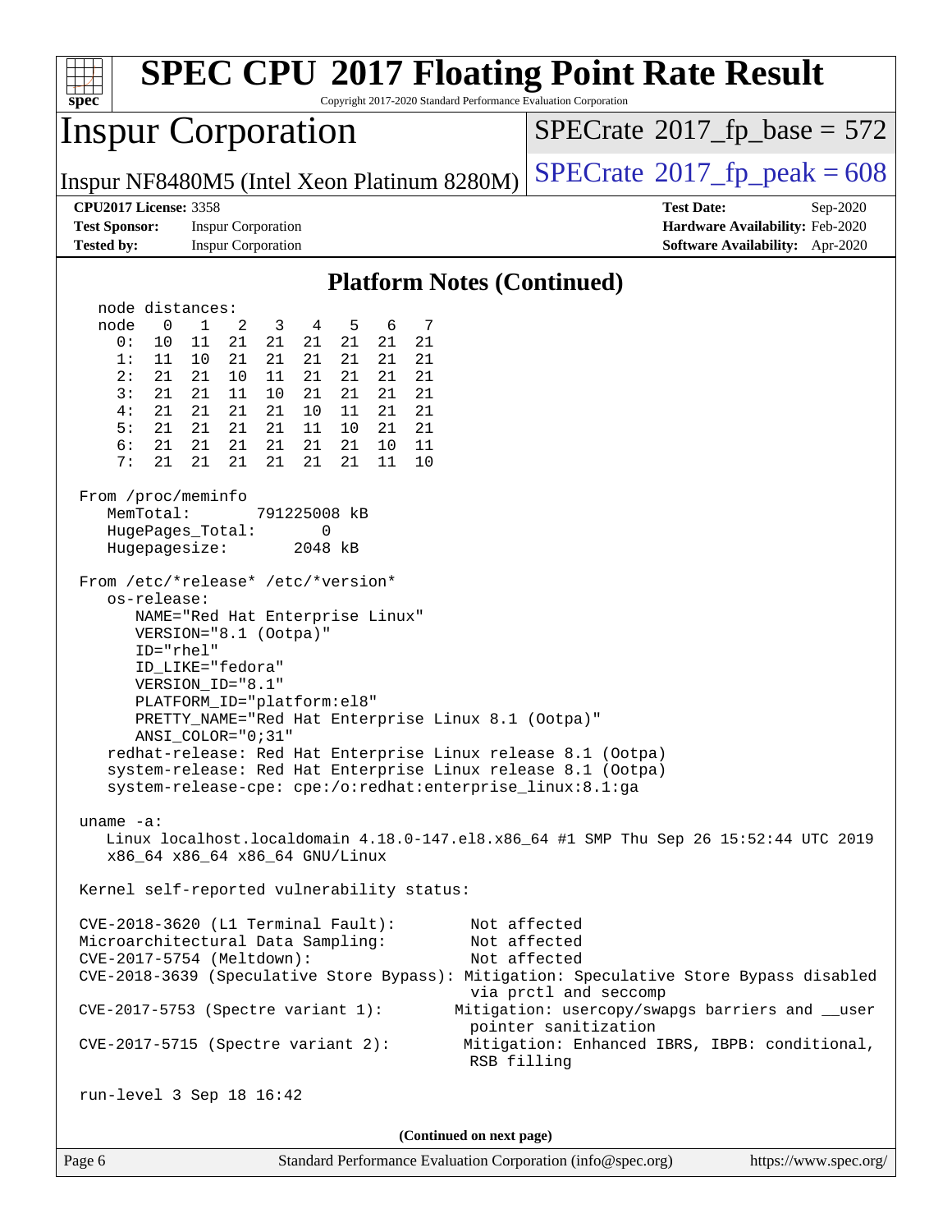# SPEC CPU 2017 Floating Point Rate Result

Copyright 2017-2020 Standard Performance Evaluation Corporation

## Inspur Corporation

Inspur NF8480M5 (Intel Xeon Platinum 8280M)

SPECrate 2017_fp_base = 572

SPECrate 2017_fp_peak = 608

**CPU2017 License:** 3358
**Test Sponsor:** Inspur Corporation
**Tested by:** Inspur Corporation

**Test Date:** Sep-2020
**Hardware Availability:** Feb-2020
**Software Availability:** Apr-2020

### Platform Notes (Continued)

```
  node distances:
  node   0   1   2   3   4   5   6   7
    0:  10  11  21  21  21  21  21  21
    1:  11  10  21  21  21  21  21  21
    2:  21  21  10  11  21  21  21  21
    3:  21  21  11  10  21  21  21  21
    4:  21  21  21  21  10  11  21  21
    5:  21  21  21  21  11  10  21  21
    6:  21  21  21  21  21  21  10  11
    7:  21  21  21  21  21  21  11  10

From /proc/meminfo
   MemTotal:       791225008 kB
   HugePages_Total:       0
   Hugepagesize:       2048 kB

From /etc/*release* /etc/*version*
   os-release:
      NAME="Red Hat Enterprise Linux"
      VERSION="8.1 (Ootpa)"
      ID="rhel"
      ID_LIKE="fedora"
      VERSION_ID="8.1"
      PLATFORM_ID="platform:el8"
      PRETTY_NAME="Red Hat Enterprise Linux 8.1 (Ootpa)"
      ANSI_COLOR="0;31"
   redhat-release: Red Hat Enterprise Linux release 8.1 (Ootpa)
   system-release: Red Hat Enterprise Linux release 8.1 (Ootpa)
   system-release-cpe: cpe:/o:redhat:enterprise_linux:8.1:ga

uname -a:
   Linux localhost.localdomain 4.18.0-147.el8.x86_64 #1 SMP Thu Sep 26 15:52:44 UTC 2019
   x86_64 x86_64 x86_64 GNU/Linux

Kernel self-reported vulnerability status:

CVE-2018-3620 (L1 Terminal Fault):         Not affected
Microarchitectural Data Sampling:          Not affected
CVE-2017-5754 (Meltdown):                  Not affected
CVE-2018-3639 (Speculative Store Bypass): Mitigation: Speculative Store Bypass disabled
                                           via prctl and seccomp
CVE-2017-5753 (Spectre variant 1):        Mitigation: usercopy/swapgs barriers and __user
                                           pointer sanitization
CVE-2017-5715 (Spectre variant 2):        Mitigation: Enhanced IBRS, IBPB: conditional,
                                           RSB filling

run-level 3 Sep 18 16:42
```

(Continued on next page)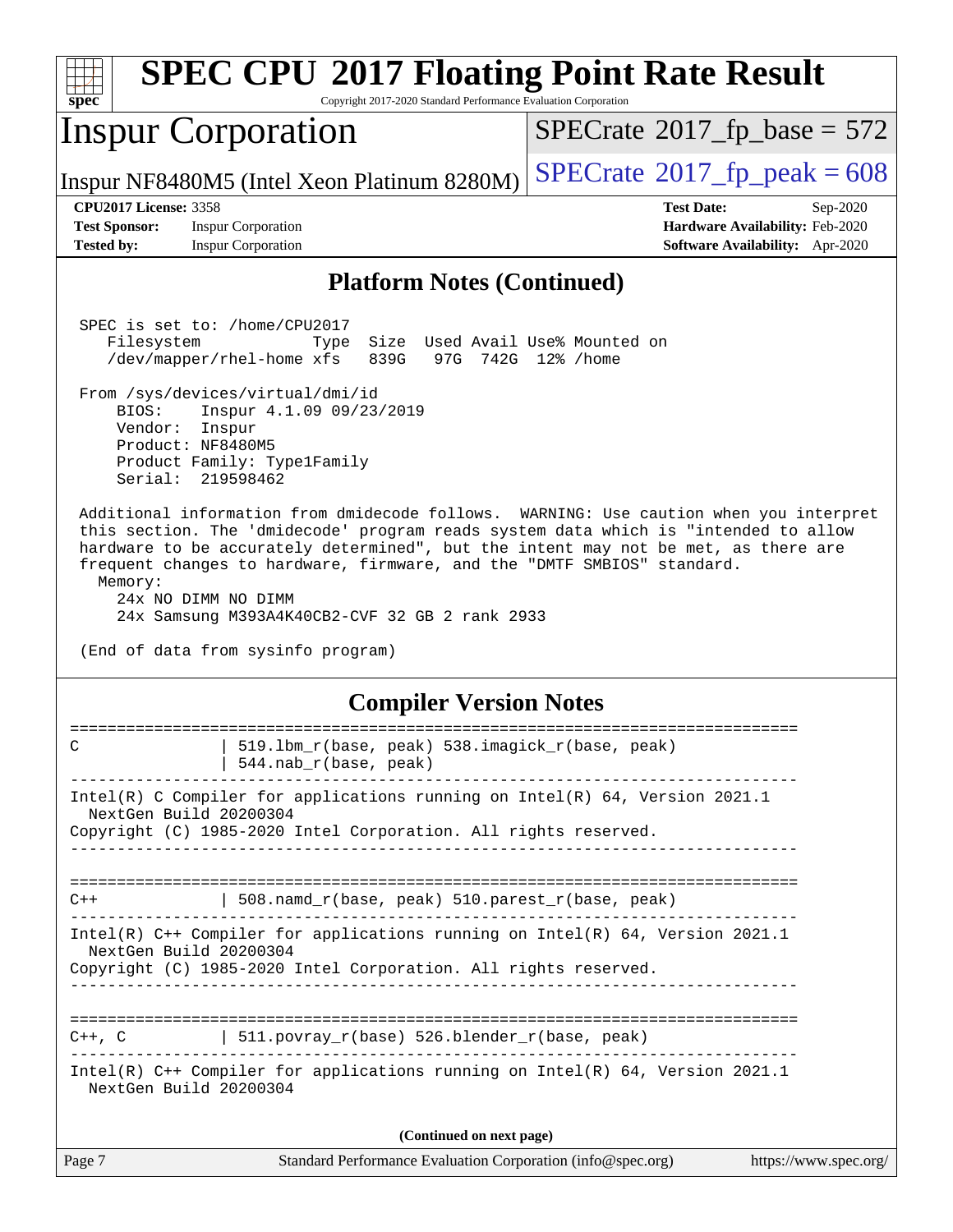## Platform Notes (Continued)

```
SPEC is set to: /home/CPU2017
   Filesystem            Type  Size  Used Avail Use% Mounted on
   /dev/mapper/rhel-home xfs   839G   97G  742G  12% /home

From /sys/devices/virtual/dmi/id
    BIOS:    Inspur 4.1.09 09/23/2019
    Vendor:  Inspur
    Product: NF8480M5
    Product Family: Type1Family
    Serial:  219598462

Additional information from dmidecode follows.  WARNING: Use caution when you interpret
this section. The 'dmidecode' program reads system data which is "intended to allow
hardware to be accurately determined", but the intent may not be met, as there are
frequent changes to hardware, firmware, and the "DMTF SMBIOS" standard.
  Memory:
    24x NO DIMM NO DIMM
    24x Samsung M393A4K40CB2-CVF 32 GB 2 rank 2933

(End of data from sysinfo program)
```

## Compiler Version Notes

```
==============================================================================
C               | 519.lbm_r(base, peak) 538.imagick_r(base, peak)
                | 544.nab_r(base, peak)
------------------------------------------------------------------------------
Intel(R) C Compiler for applications running on Intel(R) 64, Version 2021.1
  NextGen Build 20200304
Copyright (C) 1985-2020 Intel Corporation. All rights reserved.
------------------------------------------------------------------------------

==============================================================================
C++             | 508.namd_r(base, peak) 510.parest_r(base, peak)
------------------------------------------------------------------------------
Intel(R) C++ Compiler for applications running on Intel(R) 64, Version 2021.1
  NextGen Build 20200304
Copyright (C) 1985-2020 Intel Corporation. All rights reserved.
------------------------------------------------------------------------------

==============================================================================
C++, C          | 511.povray_r(base) 526.blender_r(base, peak)
------------------------------------------------------------------------------
Intel(R) C++ Compiler for applications running on Intel(R) 64, Version 2021.1
  NextGen Build 20200304
```

(Continued on next page)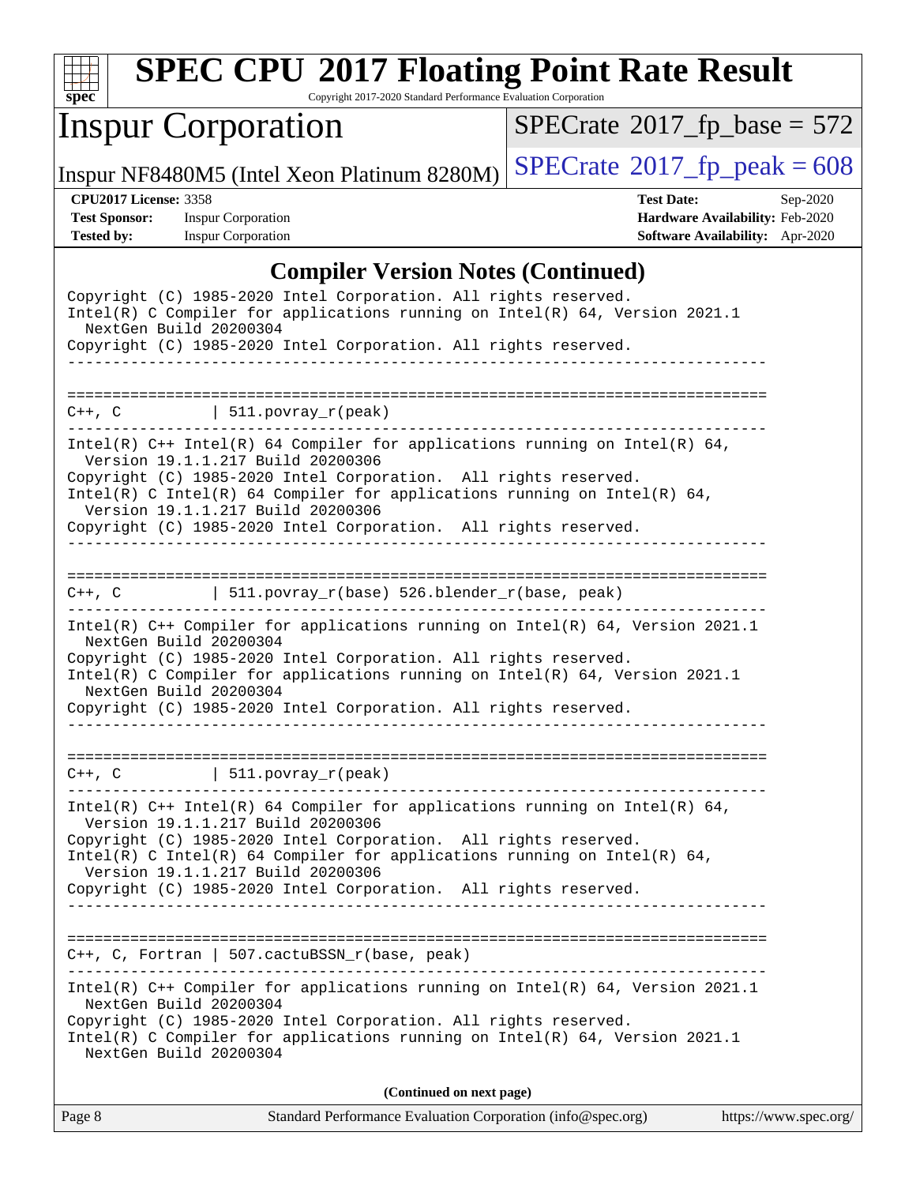## Compiler Version Notes (Continued)

```
Copyright (C) 1985-2020 Intel Corporation. All rights reserved.
Intel(R) C Compiler for applications running on Intel(R) 64, Version 2021.1
  NextGen Build 20200304
Copyright (C) 1985-2020 Intel Corporation. All rights reserved.
------------------------------------------------------------------------------

==============================================================================
C++, C          | 511.povray_r(peak)
------------------------------------------------------------------------------
Intel(R) C++ Intel(R) 64 Compiler for applications running on Intel(R) 64,
  Version 19.1.1.217 Build 20200306
Copyright (C) 1985-2020 Intel Corporation.  All rights reserved.
Intel(R) C Intel(R) 64 Compiler for applications running on Intel(R) 64,
  Version 19.1.1.217 Build 20200306
Copyright (C) 1985-2020 Intel Corporation.  All rights reserved.
------------------------------------------------------------------------------

==============================================================================
C++, C          | 511.povray_r(base) 526.blender_r(base, peak)
------------------------------------------------------------------------------
Intel(R) C++ Compiler for applications running on Intel(R) 64, Version 2021.1
  NextGen Build 20200304
Copyright (C) 1985-2020 Intel Corporation. All rights reserved.
Intel(R) C Compiler for applications running on Intel(R) 64, Version 2021.1
  NextGen Build 20200304
Copyright (C) 1985-2020 Intel Corporation. All rights reserved.
------------------------------------------------------------------------------

==============================================================================
C++, C          | 511.povray_r(peak)
------------------------------------------------------------------------------
Intel(R) C++ Intel(R) 64 Compiler for applications running on Intel(R) 64,
  Version 19.1.1.217 Build 20200306
Copyright (C) 1985-2020 Intel Corporation.  All rights reserved.
Intel(R) C Intel(R) 64 Compiler for applications running on Intel(R) 64,
  Version 19.1.1.217 Build 20200306
Copyright (C) 1985-2020 Intel Corporation.  All rights reserved.
------------------------------------------------------------------------------

==============================================================================
C++, C, Fortran | 507.cactuBSSN_r(base, peak)
------------------------------------------------------------------------------
Intel(R) C++ Compiler for applications running on Intel(R) 64, Version 2021.1
  NextGen Build 20200304
Copyright (C) 1985-2020 Intel Corporation. All rights reserved.
Intel(R) C Compiler for applications running on Intel(R) 64, Version 2021.1
  NextGen Build 20200304
```

(Continued on next page)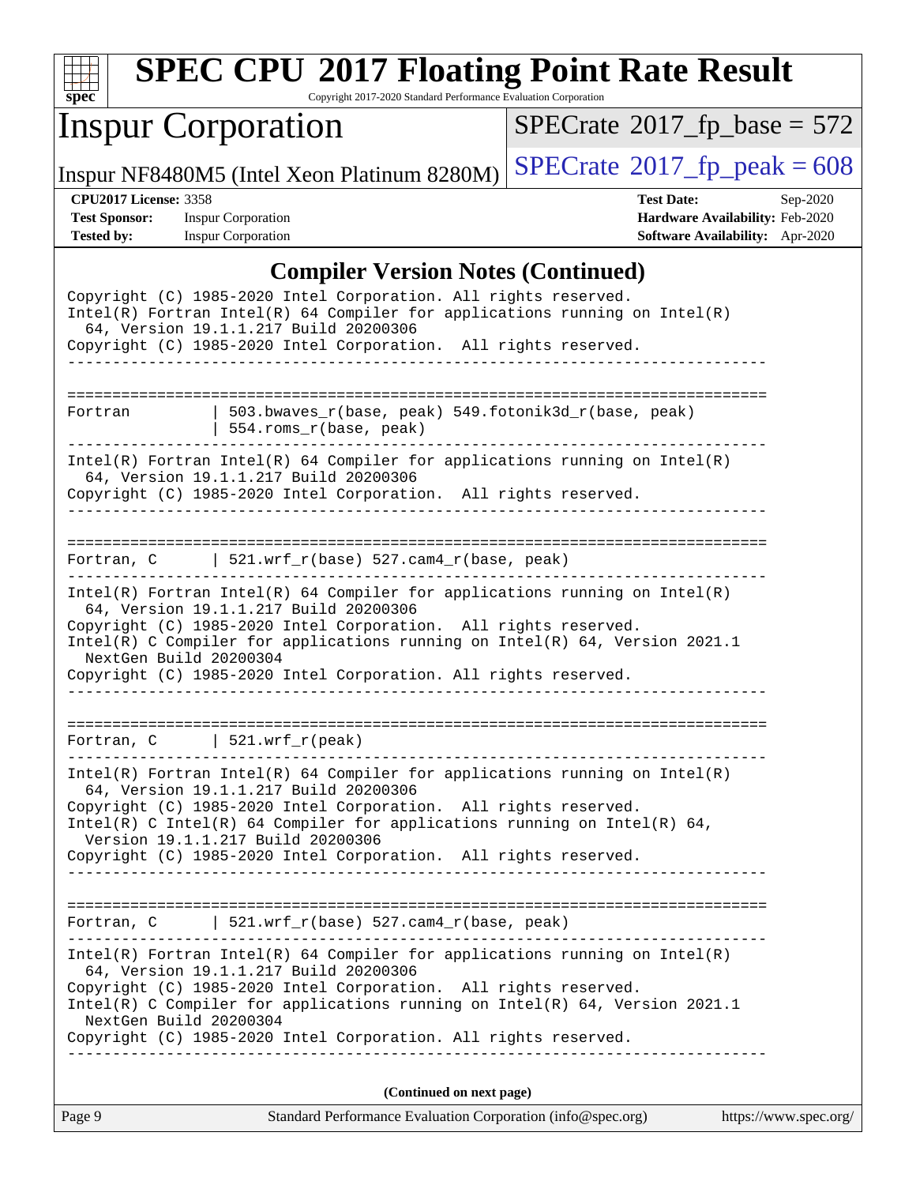## Compiler Version Notes (Continued)

```
Copyright (C) 1985-2020 Intel Corporation. All rights reserved.
Intel(R) Fortran Intel(R) 64 Compiler for applications running on Intel(R)
  64, Version 19.1.1.217 Build 20200306
Copyright (C) 1985-2020 Intel Corporation.  All rights reserved.
------------------------------------------------------------------------------

==============================================================================
Fortran         | 503.bwaves_r(base, peak) 549.fotonik3d_r(base, peak)
                | 554.roms_r(base, peak)
------------------------------------------------------------------------------
Intel(R) Fortran Intel(R) 64 Compiler for applications running on Intel(R)
  64, Version 19.1.1.217 Build 20200306
Copyright (C) 1985-2020 Intel Corporation.  All rights reserved.
------------------------------------------------------------------------------

==============================================================================
Fortran, C      | 521.wrf_r(base) 527.cam4_r(base, peak)
------------------------------------------------------------------------------
Intel(R) Fortran Intel(R) 64 Compiler for applications running on Intel(R)
  64, Version 19.1.1.217 Build 20200306
Copyright (C) 1985-2020 Intel Corporation.  All rights reserved.
Intel(R) C Compiler for applications running on Intel(R) 64, Version 2021.1
  NextGen Build 20200304
Copyright (C) 1985-2020 Intel Corporation. All rights reserved.
------------------------------------------------------------------------------

==============================================================================
Fortran, C      | 521.wrf_r(peak)
------------------------------------------------------------------------------
Intel(R) Fortran Intel(R) 64 Compiler for applications running on Intel(R)
  64, Version 19.1.1.217 Build 20200306
Copyright (C) 1985-2020 Intel Corporation.  All rights reserved.
Intel(R) C Intel(R) 64 Compiler for applications running on Intel(R) 64,
  Version 19.1.1.217 Build 20200306
Copyright (C) 1985-2020 Intel Corporation.  All rights reserved.
------------------------------------------------------------------------------

==============================================================================
Fortran, C      | 521.wrf_r(base) 527.cam4_r(base, peak)
------------------------------------------------------------------------------
Intel(R) Fortran Intel(R) 64 Compiler for applications running on Intel(R)
  64, Version 19.1.1.217 Build 20200306
Copyright (C) 1985-2020 Intel Corporation.  All rights reserved.
Intel(R) C Compiler for applications running on Intel(R) 64, Version 2021.1
  NextGen Build 20200304
Copyright (C) 1985-2020 Intel Corporation. All rights reserved.
------------------------------------------------------------------------------
```

**(Continued on next page)**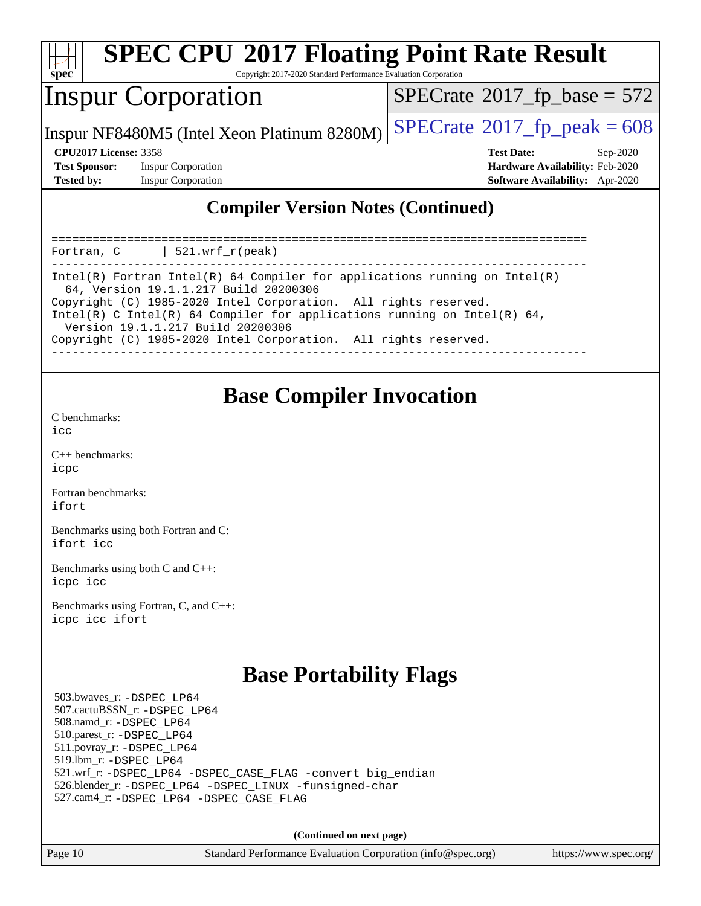## Compiler Version Notes (Continued)

```
==============================================================================
Fortran, C      | 521.wrf_r(peak)
------------------------------------------------------------------------------
Intel(R) Fortran Intel(R) 64 Compiler for applications running on Intel(R)
  64, Version 19.1.1.217 Build 20200306
Copyright (C) 1985-2020 Intel Corporation.  All rights reserved.
Intel(R) C Intel(R) 64 Compiler for applications running on Intel(R) 64,
  Version 19.1.1.217 Build 20200306
Copyright (C) 1985-2020 Intel Corporation.  All rights reserved.
------------------------------------------------------------------------------
```

## Base Compiler Invocation

C benchmarks:
icc

C++ benchmarks:
icpc

Fortran benchmarks:
ifort

Benchmarks using both Fortran and C:
ifort icc

Benchmarks using both C and C++:
icpc icc

Benchmarks using Fortran, C, and C++:
icpc icc ifort

## Base Portability Flags

503.bwaves_r: -DSPEC_LP64
507.cactuBSSN_r: -DSPEC_LP64
508.namd_r: -DSPEC_LP64
510.parest_r: -DSPEC_LP64
511.povray_r: -DSPEC_LP64
519.lbm_r: -DSPEC_LP64
521.wrf_r: -DSPEC_LP64 -DSPEC_CASE_FLAG -convert big_endian
526.blender_r: -DSPEC_LP64 -DSPEC_LINUX -funsigned-char
527.cam4_r: -DSPEC_LP64 -DSPEC_CASE_FLAG

**(Continued on next page)**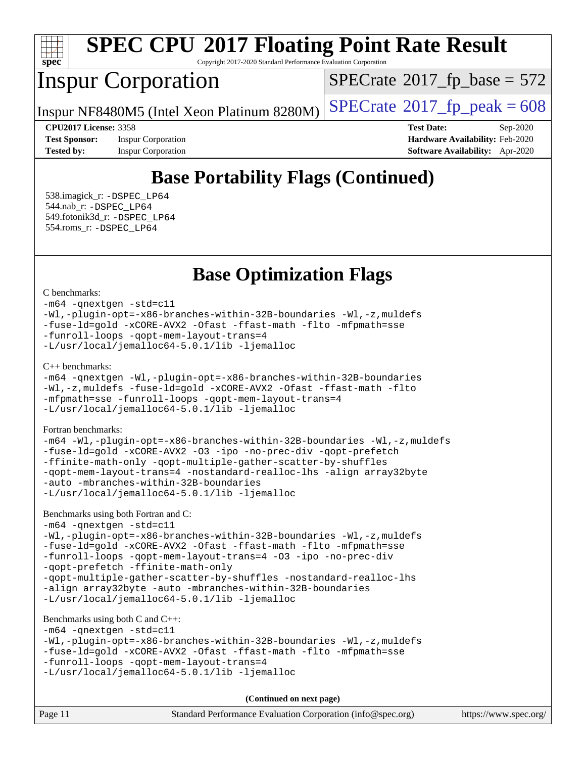## Base Portability Flags (Continued)

538.imagick_r: -DSPEC_LP64
544.nab_r: -DSPEC_LP64
549.fotonik3d_r: -DSPEC_LP64
554.roms_r: -DSPEC_LP64

## Base Optimization Flags

C benchmarks:

```
-m64 -qnextgen -std=c11
-Wl,-plugin-opt=-x86-branches-within-32B-boundaries -Wl,-z,muldefs
-fuse-ld=gold -xCORE-AVX2 -Ofast -ffast-math -flto -mfpmath=sse
-funroll-loops -qopt-mem-layout-trans=4
-L/usr/local/jemalloc64-5.0.1/lib -ljemalloc
```

C++ benchmarks:

```
-m64 -qnextgen -Wl,-plugin-opt=-x86-branches-within-32B-boundaries
-Wl,-z,muldefs -fuse-ld=gold -xCORE-AVX2 -Ofast -ffast-math -flto
-mfpmath=sse -funroll-loops -qopt-mem-layout-trans=4
-L/usr/local/jemalloc64-5.0.1/lib -ljemalloc
```

Fortran benchmarks:

```
-m64 -Wl,-plugin-opt=-x86-branches-within-32B-boundaries -Wl,-z,muldefs
-fuse-ld=gold -xCORE-AVX2 -O3 -ipo -no-prec-div -qopt-prefetch
-ffinite-math-only -qopt-multiple-gather-scatter-by-shuffles
-qopt-mem-layout-trans=4 -nostandard-realloc-lhs -align array32byte
-auto -mbranches-within-32B-boundaries
-L/usr/local/jemalloc64-5.0.1/lib -ljemalloc
```

Benchmarks using both Fortran and C:

```
-m64 -qnextgen -std=c11
-Wl,-plugin-opt=-x86-branches-within-32B-boundaries -Wl,-z,muldefs
-fuse-ld=gold -xCORE-AVX2 -Ofast -ffast-math -flto -mfpmath=sse
-funroll-loops -qopt-mem-layout-trans=4 -O3 -ipo -no-prec-div
-qopt-prefetch -ffinite-math-only
-qopt-multiple-gather-scatter-by-shuffles -nostandard-realloc-lhs
-align array32byte -auto -mbranches-within-32B-boundaries
-L/usr/local/jemalloc64-5.0.1/lib -ljemalloc
```

Benchmarks using both C and C++:

```
-m64 -qnextgen -std=c11
-Wl,-plugin-opt=-x86-branches-within-32B-boundaries -Wl,-z,muldefs
-fuse-ld=gold -xCORE-AVX2 -Ofast -ffast-math -flto -mfpmath=sse
-funroll-loops -qopt-mem-layout-trans=4
-L/usr/local/jemalloc64-5.0.1/lib -ljemalloc
```

**(Continued on next page)**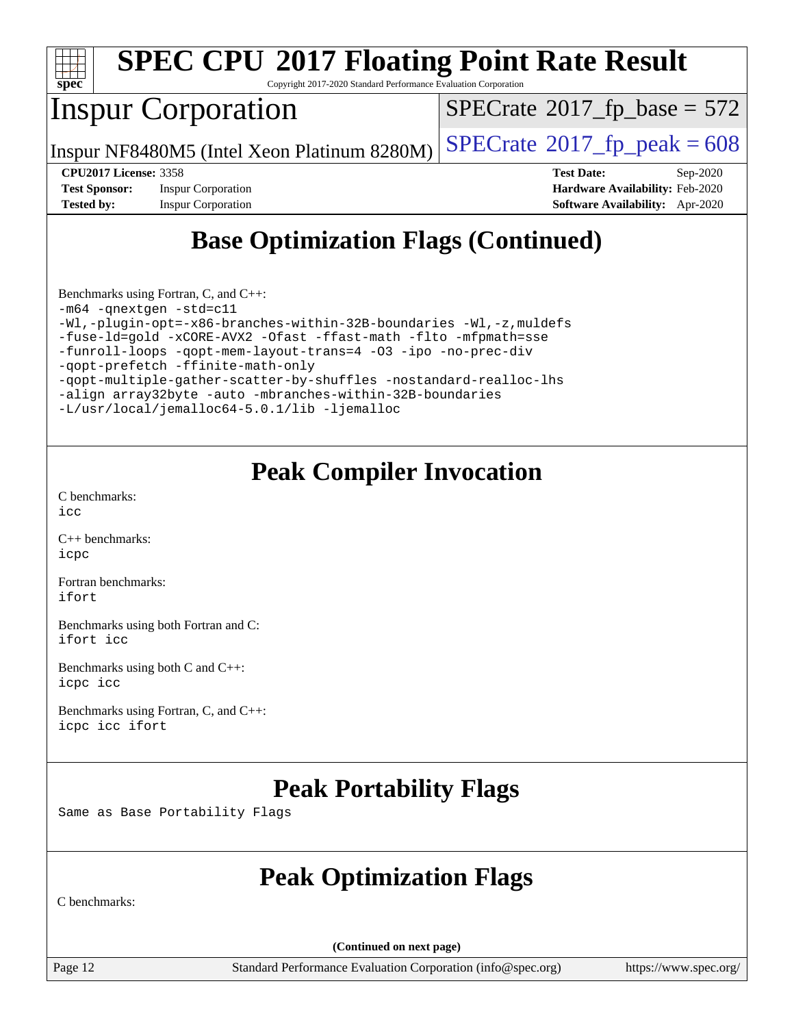# SPEC CPU 2017 Floating Point Rate Result

Copyright 2017-2020 Standard Performance Evaluation Corporation

## Inspur Corporation

Inspur NF8480M5 (Intel Xeon Platinum 8280M)

SPECrate 2017_fp_base = 572

SPECrate 2017_fp_peak = 608

**CPU2017 License:** 3358
**Test Sponsor:** Inspur Corporation
**Tested by:** Inspur Corporation

**Test Date:** Sep-2020
**Hardware Availability:** Feb-2020
**Software Availability:** Apr-2020

## Base Optimization Flags (Continued)

Benchmarks using Fortran, C, and C++:

```
-m64 -qnextgen -std=c11
-Wl,-plugin-opt=-x86-branches-within-32B-boundaries -Wl,-z,muldefs
-fuse-ld=gold -xCORE-AVX2 -Ofast -ffast-math -flto -mfpmath=sse
-funroll-loops -qopt-mem-layout-trans=4 -O3 -ipo -no-prec-div
-qopt-prefetch -ffinite-math-only
-qopt-multiple-gather-scatter-by-shuffles -nostandard-realloc-lhs
-align array32byte -auto -mbranches-within-32B-boundaries
-L/usr/local/jemalloc64-5.0.1/lib -ljemalloc
```

## Peak Compiler Invocation

C benchmarks:
`icc`

C++ benchmarks:
`icpc`

Fortran benchmarks:
`ifort`

Benchmarks using both Fortran and C:
`ifort icc`

Benchmarks using both C and C++:
`icpc icc`

Benchmarks using Fortran, C, and C++:
`icpc icc ifort`

## Peak Portability Flags

Same as Base Portability Flags

## Peak Optimization Flags

C benchmarks:

(Continued on next page)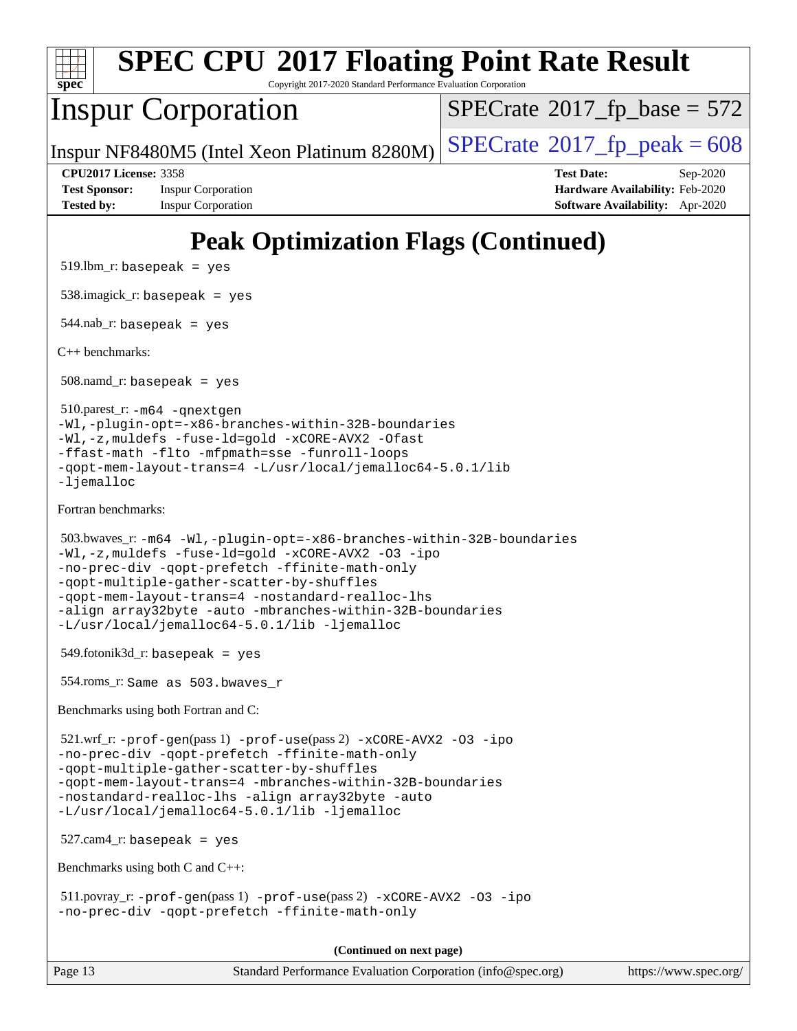# Peak Optimization Flags (Continued)

519.lbm_r: `basepeak = yes`

538.imagick_r: `basepeak = yes`

544.nab_r: `basepeak = yes`

C++ benchmarks:

508.namd_r: `basepeak = yes`

510.parest_r: `-m64 -qnextgen -Wl,-plugin-opt=-x86-branches-within-32B-boundaries -Wl,-z,muldefs -fuse-ld=gold -xCORE-AVX2 -Ofast -ffast-math -flto -mfpmath=sse -funroll-loops -qopt-mem-layout-trans=4 -L/usr/local/jemalloc64-5.0.1/lib -ljemalloc`

Fortran benchmarks:

503.bwaves_r: `-m64 -Wl,-plugin-opt=-x86-branches-within-32B-boundaries -Wl,-z,muldefs -fuse-ld=gold -xCORE-AVX2 -O3 -ipo -no-prec-div -qopt-prefetch -ffinite-math-only -qopt-multiple-gather-scatter-by-shuffles -qopt-mem-layout-trans=4 -nostandard-realloc-lhs -align array32byte -auto -mbranches-within-32B-boundaries -L/usr/local/jemalloc64-5.0.1/lib -ljemalloc`

549.fotonik3d_r: `basepeak = yes`

554.roms_r: `Same as 503.bwaves_r`

Benchmarks using both Fortran and C:

521.wrf_r: `-prof-gen`(pass 1) `-prof-use`(pass 2) `-xCORE-AVX2 -O3 -ipo -no-prec-div -qopt-prefetch -ffinite-math-only -qopt-multiple-gather-scatter-by-shuffles -qopt-mem-layout-trans=4 -mbranches-within-32B-boundaries -nostandard-realloc-lhs -align array32byte -auto -L/usr/local/jemalloc64-5.0.1/lib -ljemalloc`

527.cam4_r: `basepeak = yes`

Benchmarks using both C and C++:

511.povray_r: `-prof-gen`(pass 1) `-prof-use`(pass 2) `-xCORE-AVX2 -O3 -ipo -no-prec-div -qopt-prefetch -ffinite-math-only`

**(Continued on next page)**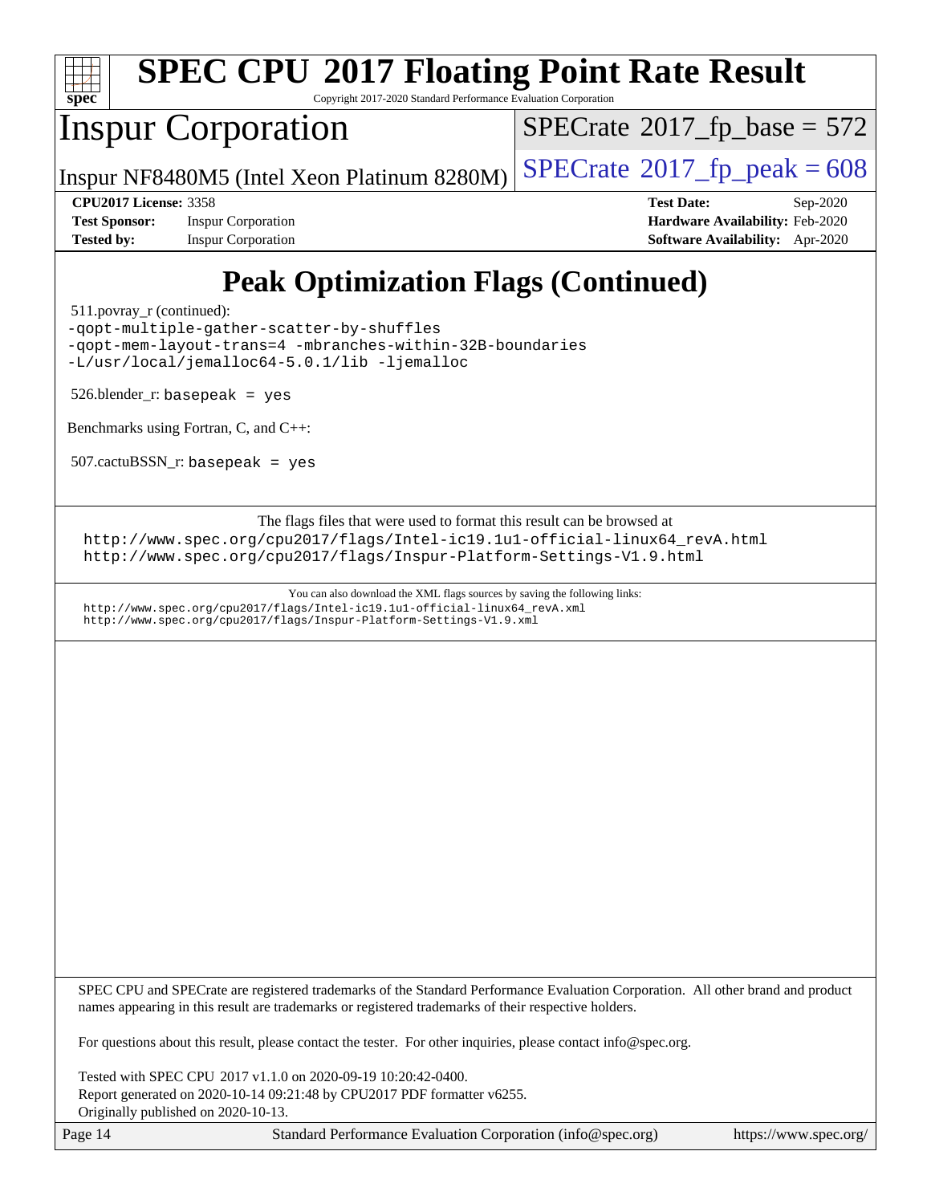# SPEC CPU 2017 Floating Point Rate Result

Copyright 2017-2020 Standard Performance Evaluation Corporation

## Inspur Corporation

Inspur NF8480M5 (Intel Xeon Platinum 8280M)

SPECrate 2017_fp_base = 572

SPECrate 2017_fp_peak = 608

**CPU2017 License:** 3358
**Test Sponsor:** Inspur Corporation
**Tested by:** Inspur Corporation

**Test Date:** Sep-2020
**Hardware Availability:** Feb-2020
**Software Availability:** Apr-2020

# Peak Optimization Flags (Continued)

511.povray_r (continued):

```
-qopt-multiple-gather-scatter-by-shuffles
-qopt-mem-layout-trans=4 -mbranches-within-32B-boundaries
-L/usr/local/jemalloc64-5.0.1/lib -ljemalloc
```

526.blender_r: `basepeak = yes`

Benchmarks using Fortran, C, and C++:

507.cactuBSSN_r: `basepeak = yes`

The flags files that were used to format this result can be browsed at

http://www.spec.org/cpu2017/flags/Intel-ic19.1u1-official-linux64_revA.html
http://www.spec.org/cpu2017/flags/Inspur-Platform-Settings-V1.9.html

You can also download the XML flags sources by saving the following links:

http://www.spec.org/cpu2017/flags/Intel-ic19.1u1-official-linux64_revA.xml
http://www.spec.org/cpu2017/flags/Inspur-Platform-Settings-V1.9.xml

SPEC CPU and SPECrate are registered trademarks of the Standard Performance Evaluation Corporation. All other brand and product names appearing in this result are trademarks or registered trademarks of their respective holders.

For questions about this result, please contact the tester. For other inquiries, please contact info@spec.org.

Tested with SPEC CPU 2017 v1.1.0 on 2020-09-19 10:20:42-0400.
Report generated on 2020-10-14 09:21:48 by CPU2017 PDF formatter v6255.
Originally published on 2020-10-13.